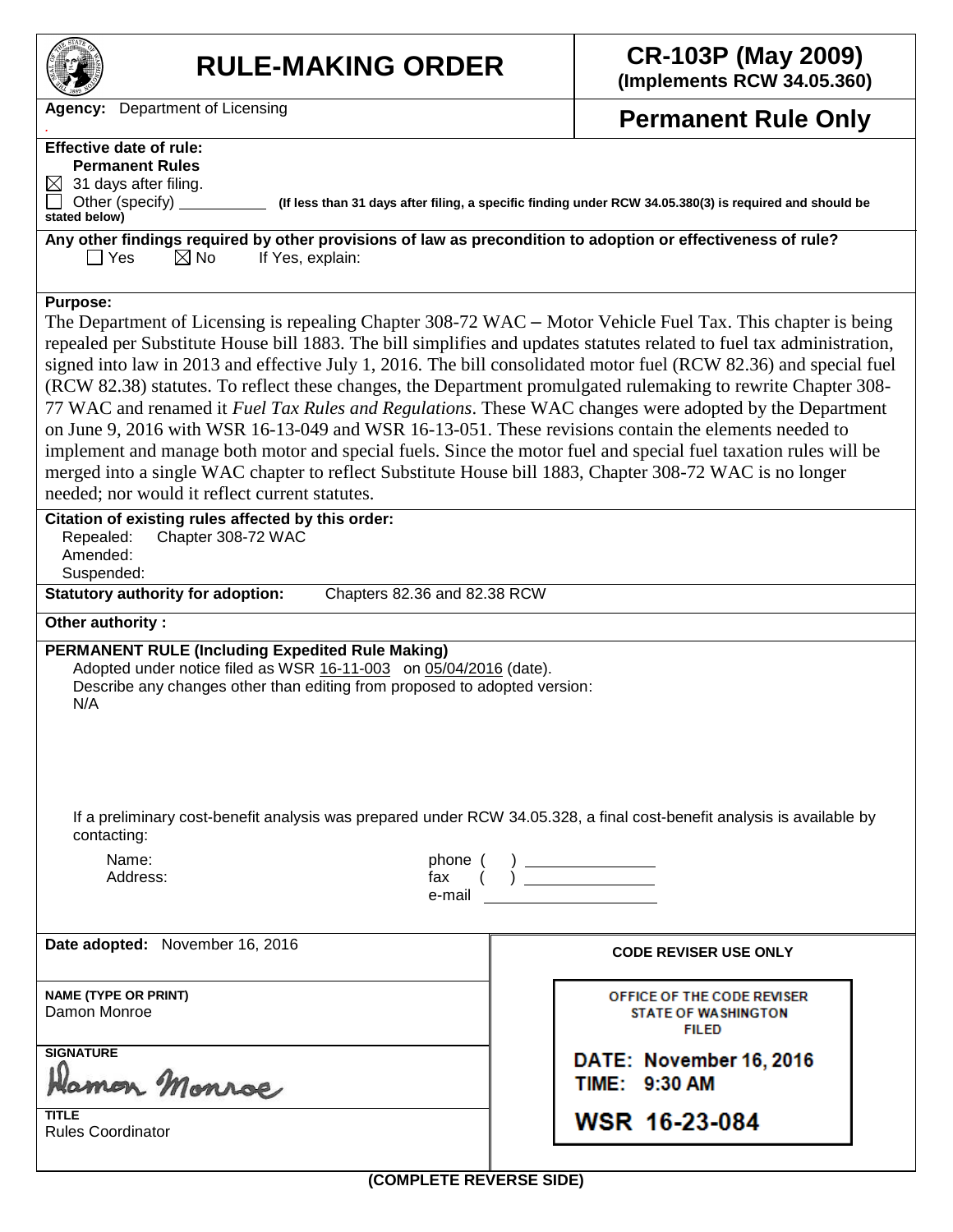# RULE-MAKING ORDER

**CR-103P (May 2009)**
**(Implements RCW 34.05.360)**

**Agency:** Department of Licensing

## Permanent Rule Only

**Effective date of rule:**
**Permanent Rules**
☒ 31 days after filing.
☐ Other (specify) ______ **(If less than 31 days after filing, a specific finding under RCW 34.05.380(3) is required and should be stated below)**

**Any other findings required by other provisions of law as precondition to adoption or effectiveness of rule?**
☐ Yes ☒ No If Yes, explain:

**Purpose:**
The Department of Licensing is repealing Chapter 308-72 WAC – Motor Vehicle Fuel Tax. This chapter is being repealed per Substitute House bill 1883. The bill simplifies and updates statutes related to fuel tax administration, signed into law in 2013 and effective July 1, 2016. The bill consolidated motor fuel (RCW 82.36) and special fuel (RCW 82.38) statutes. To reflect these changes, the Department promulgated rulemaking to rewrite Chapter 308-77 WAC and renamed it *Fuel Tax Rules and Regulations*. These WAC changes were adopted by the Department on June 9, 2016 with WSR 16-13-049 and WSR 16-13-051. These revisions contain the elements needed to implement and manage both motor and special fuels. Since the motor fuel and special fuel taxation rules will be merged into a single WAC chapter to reflect Substitute House bill 1883, Chapter 308-72 WAC is no longer needed; nor would it reflect current statutes.

**Citation of existing rules affected by this order:**
Repealed: Chapter 308-72 WAC
Amended:
Suspended:

**Statutory authority for adoption:** Chapters 82.36 and 82.38 RCW

**Other authority :**

**PERMANENT RULE (Including Expedited Rule Making)**
Adopted under notice filed as WSR 16-11-003 on 05/04/2016 (date).
Describe any changes other than editing from proposed to adopted version:
N/A

If a preliminary cost-benefit analysis was prepared under RCW 34.05.328, a final cost-benefit analysis is available by contacting:

Name: phone ( ) ________
Address: fax ( ) ________
e-mail ________

**Date adopted:** November 16, 2016

**NAME (TYPE OR PRINT)**
Damon Monroe

**SIGNATURE**
Damon Monroe

**TITLE**
Rules Coordinator

**CODE REVISER USE ONLY**

OFFICE OF THE CODE REVISER
STATE OF WASHINGTON
FILED

DATE: November 16, 2016
TIME: 9:30 AM

WSR 16-23-084

**(COMPLETE REVERSE SIDE)**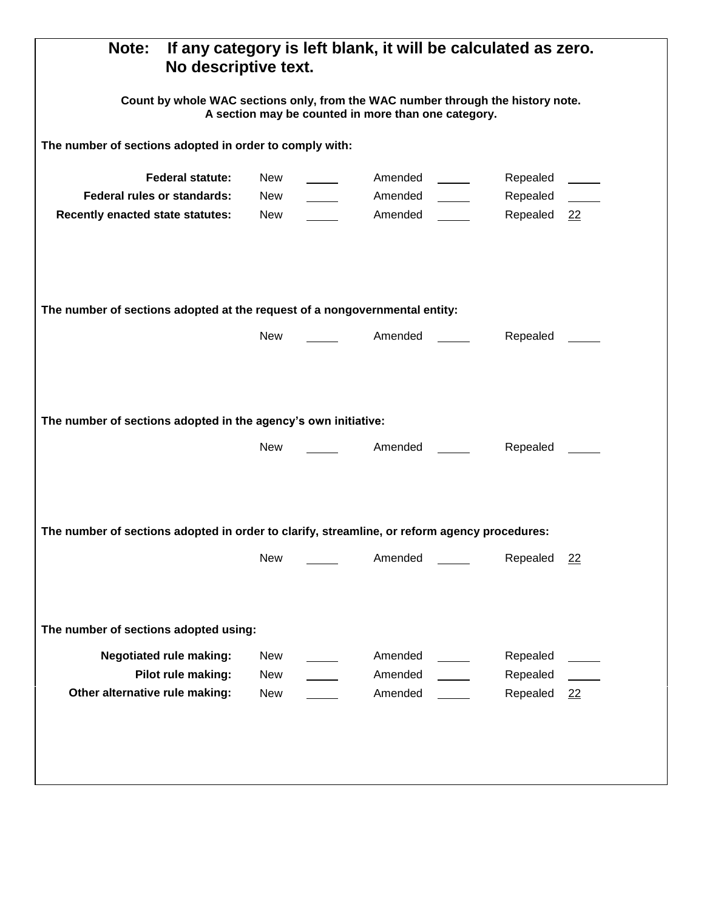**Note: If any category is left blank, it will be calculated as zero. No descriptive text.**

**Count by whole WAC sections only, from the WAC number through the history note. A section may be counted in more than one category.**

**The number of sections adopted in order to comply with:**

| | | | | | | |
|---|---|---|---|---|---|---|
| **Federal statute:** | New | | Amended | | Repealed | |
| **Federal rules or standards:** | New | | Amended | | Repealed | |
| **Recently enacted state statutes:** | New | | Amended | | Repealed | 22 |

**The number of sections adopted at the request of a nongovernmental entity:**

| | | | | | |
|---|---|---|---|---|---|
| New | | Amended | | Repealed | |

**The number of sections adopted in the agency's own initiative:**

| | | | | | |
|---|---|---|---|---|---|
| New | | Amended | | Repealed | |

**The number of sections adopted in order to clarify, streamline, or reform agency procedures:**

| | | | | | |
|---|---|---|---|---|---|
| New | | Amended | | Repealed | 22 |

**The number of sections adopted using:**

| | | | | | | |
|---|---|---|---|---|---|---|
| **Negotiated rule making:** | New | | Amended | | Repealed | |
| **Pilot rule making:** | New | | Amended | | Repealed | |
| **Other alternative rule making:** | New | | Amended | | Repealed | 22 |